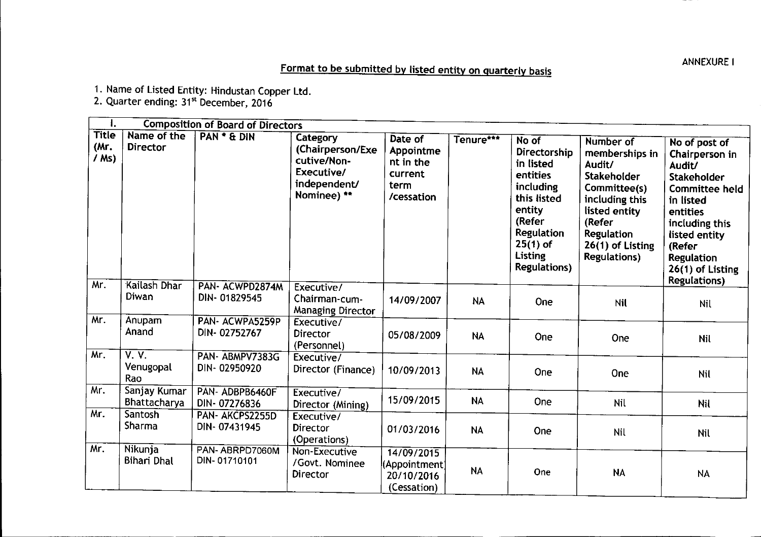ANNEXURE I

## Format to be submitted by listed entity on quarterly basis

1. Name of Listed Entity: Hindustan Copper Ltd.
2. Quarter ending: 31st December, 2016

| I. Composition of Board of Directors | | | | | | | | |
|---|---|---|---|---|---|---|---|---|
| Title (Mr. / Ms) | Name of the Director | PAN * & DIN | Category (Chairperson/Executive/Non-Executive/ independent/ Nominee) ** | Date of Appointment in the current term /cessation | Tenure*** | No of Directorship in listed entities including this listed entity (Refer Regulation 25(1) of Listing Regulations) | Number of memberships in Audit/ Stakeholder Committee(s) including this listed entity (Refer Regulation 26(1) of Listing Regulations) | No of post of Chairperson in Audit/ Stakeholder Committee held in listed entities including this listed entity (Refer Regulation 26(1) of Listing Regulations) |
| Mr. | Kailash Dhar Diwan | PAN- ACWPD2874M DIN- 01829545 | Executive/ Chairman-cum-Managing Director | 14/09/2007 | NA | One | Nil | Nil |
| Mr. | Anupam Anand | PAN- ACWPA5259P DIN- 02752767 | Executive/ Director (Personnel) | 05/08/2009 | NA | One | One | Nil |
| Mr. | V. V. Venugopal Rao | PAN- ABMPV7383G DIN- 02950920 | Executive/ Director (Finance) | 10/09/2013 | NA | One | One | Nil |
| Mr. | Sanjay Kumar Bhattacharya | PAN- ADBPB6460F DIN- 07276836 | Executive/ Director (Mining) | 15/09/2015 | NA | One | Nil | Nil |
| Mr. | Santosh Sharma | PAN- AKCPS2255D DIN- 07431945 | Executive/ Director (Operations) | 01/03/2016 | NA | One | Nil | Nil |
| Mr. | Nikunja Bihari Dhal | PAN- ABRPD7060M DIN- 01710101 | Non-Executive /Govt. Nominee Director | 14/09/2015 (Appointment) 20/10/2016 (Cessation) | NA | One | NA | NA |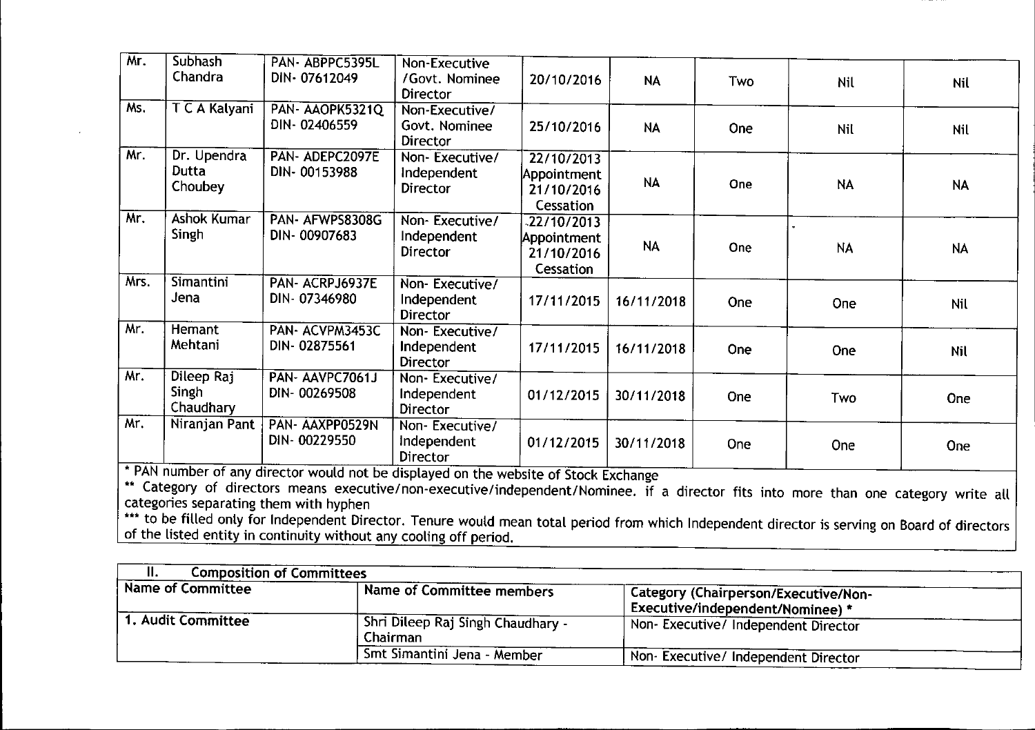| | | | | | | | | |
|---|---|---|---|---|---|---|---|---|
| Mr. | Subhash Chandra | PAN- ABPPC5395L DIN- 07612049 | Non-Executive /Govt. Nominee Director | 20/10/2016 | NA | Two | Nil | Nil |
| Ms. | T C A Kalyani | PAN- AAOPK5321Q DIN- 02406559 | Non-Executive/ Govt. Nominee Director | 25/10/2016 | NA | One | Nil | Nil |
| Mr. | Dr. Upendra Dutta Choubey | PAN- ADEPC2097E DIN- 00153988 | Non- Executive/ Independent Director | 22/10/2013 Appointment 21/10/2016 Cessation | NA | One | NA | NA |
| Mr. | Ashok Kumar Singh | PAN- AFWPS8308G DIN- 00907683 | Non- Executive/ Independent Director | 22/10/2013 Appointment 21/10/2016 Cessation | NA | One | NA | NA |
| Mrs. | Simantini Jena | PAN- ACRPJ6937E DIN- 07346980 | Non- Executive/ Independent Director | 17/11/2015 | 16/11/2018 | One | One | Nil |
| Mr. | Hemant Mehtani | PAN- ACVPM3453C DIN- 02875561 | Non- Executive/ Independent Director | 17/11/2015 | 16/11/2018 | One | One | Nil |
| Mr. | Dileep Raj Singh Chaudhary | PAN- AAVPC7061J DIN- 00269508 | Non- Executive/ Independent Director | 01/12/2015 | 30/11/2018 | One | Two | One |
| Mr. | Niranjan Pant | PAN- AAXPP0529N DIN- 00229550 | Non- Executive/ Independent Director | 01/12/2015 | 30/11/2018 | One | One | One |

* PAN number of any director would not be displayed on the website of Stock Exchange

** Category of directors means executive/non-executive/independent/Nominee. if a director fits into more than one category write all categories separating them with hyphen

*** to be filled only for Independent Director. Tenure would mean total period from which Independent director is serving on Board of directors of the listed entity in continuity without any cooling off period.

| II. Composition of Committees | | |
|---|---|---|
| **Name of Committee** | **Name of Committee members** | **Category (Chairperson/Executive/Non-Executive/independent/Nominee) *** |
| 1. Audit Committee | Shri Dileep Raj Singh Chaudhary - Chairman | Non- Executive/ Independent Director |
| | Smt Simantini Jena - Member | Non- Executive/ Independent Director |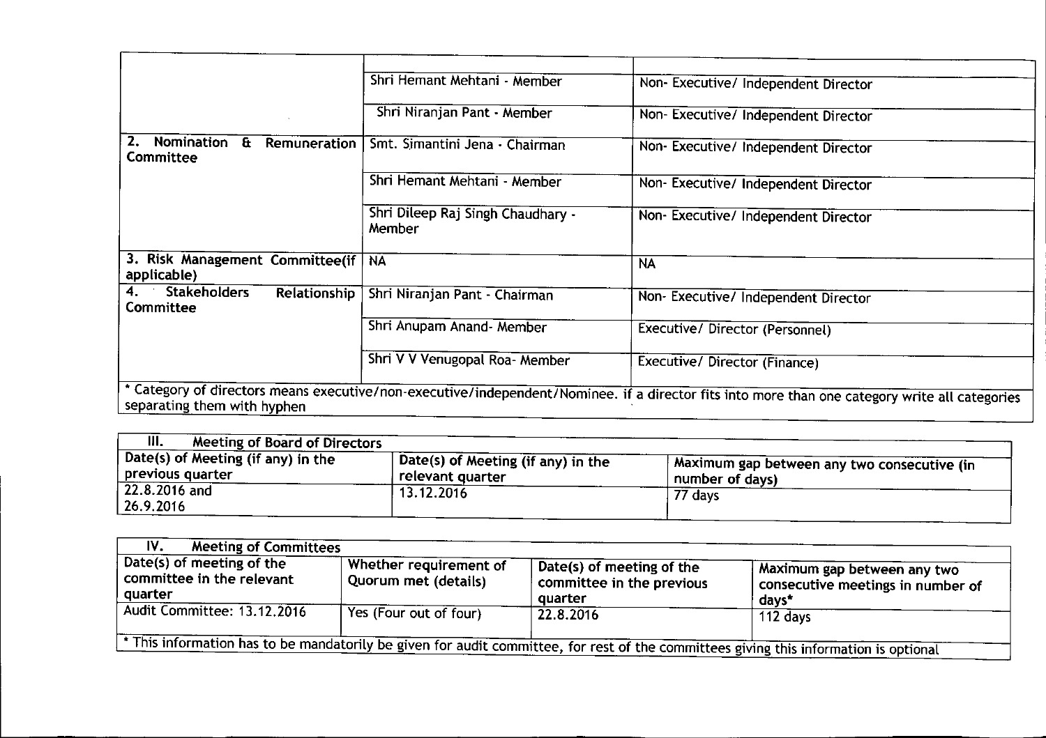| | | |
|---|---|---|
| | Shri Hemant Mehtani - Member | Non- Executive/ Independent Director |
| | Shri Niranjan Pant - Member | Non- Executive/ Independent Director |
| 2. Nomination & Remuneration Committee | Smt. Simantini Jena - Chairman | Non- Executive/ Independent Director |
| | Shri Hemant Mehtani - Member | Non- Executive/ Independent Director |
| | Shri Dileep Raj Singh Chaudhary - Member | Non- Executive/ Independent Director |
| 3. Risk Management Committee(if applicable) | NA | NA |
| 4. Stakeholders Relationship Committee | Shri Niranjan Pant - Chairman | Non- Executive/ Independent Director |
| | Shri Anupam Anand- Member | Executive/ Director (Personnel) |
| | Shri V V Venugopal Roa- Member | Executive/ Director (Finance) |

* Category of directors means executive/non-executive/independent/Nominee. if a director fits into more than one category write all categories separating them with hyphen

| III. Meeting of Board of Directors | | |
|---|---|---|
| Date(s) of Meeting (if any) in the previous quarter | Date(s) of Meeting (if any) in the relevant quarter | Maximum gap between any two consecutive (in number of days) |
| 22.8.2016 and 26.9.2016 | 13.12.2016 | 77 days |

| IV. Meeting of Committees | | | |
|---|---|---|---|
| Date(s) of meeting of the committee in the relevant quarter | Whether requirement of Quorum met (details) | Date(s) of meeting of the committee in the previous quarter | Maximum gap between any two consecutive meetings in number of days* |
| Audit Committee: 13.12.2016 | Yes (Four out of four) | 22.8.2016 | 112 days |

* This information has to be mandatorily be given for audit committee, for rest of the committees giving this information is optional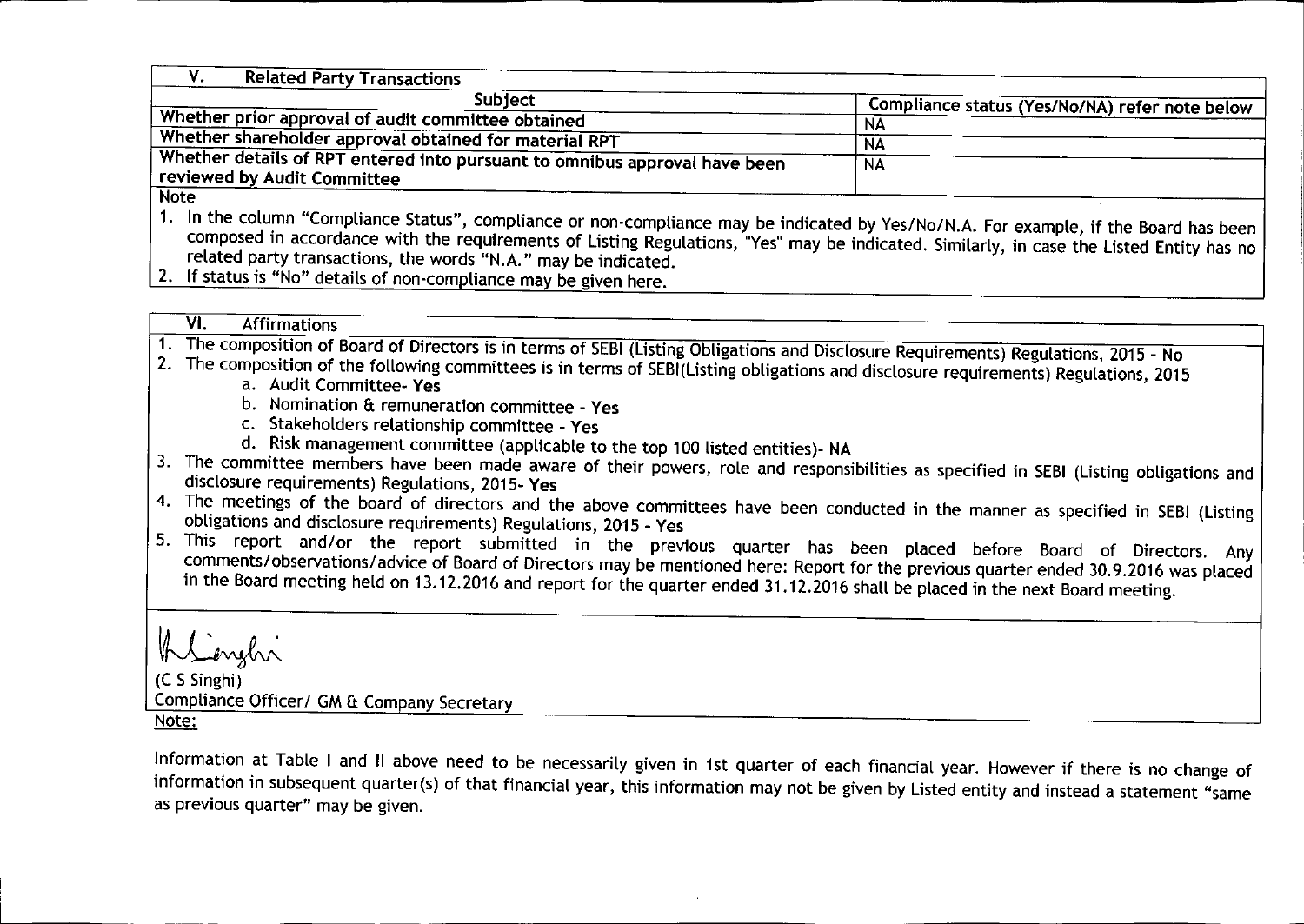## V. Related Party Transactions

| Subject | Compliance status (Yes/No/NA) refer note below |
| --- | --- |
| Whether prior approval of audit committee obtained | NA |
| Whether shareholder approval obtained for material RPT | NA |
| Whether details of RPT entered into pursuant to omnibus approval have been reviewed by Audit Committee | NA |

Note

1. In the column "Compliance Status", compliance or non-compliance may be indicated by Yes/No/N.A. For example, if the Board has been composed in accordance with the requirements of Listing Regulations, "Yes" may be indicated. Similarly, in case the Listed Entity has no related party transactions, the words "N.A." may be indicated.
2. If status is "No" details of non-compliance may be given here.

## VI. Affirmations

1. The composition of Board of Directors is in terms of SEBI (Listing Obligations and Disclosure Requirements) Regulations, 2015 - **No**
2. The composition of the following committees is in terms of SEBI(Listing obligations and disclosure requirements) Regulations, 2015
   a. Audit Committee- **Yes**
   b. Nomination & remuneration committee - **Yes**
   c. Stakeholders relationship committee - **Yes**
   d. Risk management committee (applicable to the top 100 listed entities)- **NA**
3. The committee members have been made aware of their powers, role and responsibilities as specified in SEBI (Listing obligations and disclosure requirements) Regulations, 2015- **Yes**
4. The meetings of the board of directors and the above committees have been conducted in the manner as specified in SEBI (Listing obligations and disclosure requirements) Regulations, 2015 - **Yes**
5. This report and/or the report submitted in the previous quarter has been placed before Board of Directors. Any comments/observations/advice of Board of Directors may be mentioned here: Report for the previous quarter ended 30.9.2016 was placed in the Board meeting held on 13.12.2016 and report for the quarter ended 31.12.2016 shall be placed in the next Board meeting.

(C S Singhi)
Compliance Officer/ GM & Company Secretary

Note:

Information at Table I and II above need to be necessarily given in 1st quarter of each financial year. However if there is no change of information in subsequent quarter(s) of that financial year, this information may not be given by Listed entity and instead a statement "same as previous quarter" may be given.